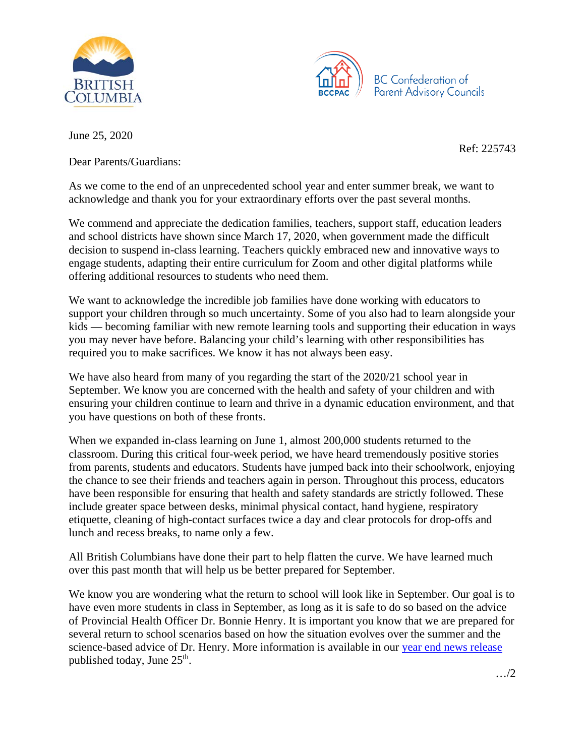British Columbia

BC Confederation of Parent Advisory Councils

June 25, 2020

Ref: 225743

Dear Parents/Guardians:

As we come to the end of an unprecedented school year and enter summer break, we want to acknowledge and thank you for your extraordinary efforts over the past several months.

We commend and appreciate the dedication families, teachers, support staff, education leaders and school districts have shown since March 17, 2020, when government made the difficult decision to suspend in-class learning. Teachers quickly embraced new and innovative ways to engage students, adapting their entire curriculum for Zoom and other digital platforms while offering additional resources to students who need them.

We want to acknowledge the incredible job families have done working with educators to support your children through so much uncertainty. Some of you also had to learn alongside your kids — becoming familiar with new remote learning tools and supporting their education in ways you may never have before. Balancing your child's learning with other responsibilities has required you to make sacrifices. We know it has not always been easy.

We have also heard from many of you regarding the start of the 2020/21 school year in September. We know you are concerned with the health and safety of your children and with ensuring your children continue to learn and thrive in a dynamic education environment, and that you have questions on both of these fronts.

When we expanded in-class learning on June 1, almost 200,000 students returned to the classroom. During this critical four-week period, we have heard tremendously positive stories from parents, students and educators. Students have jumped back into their schoolwork, enjoying the chance to see their friends and teachers again in person. Throughout this process, educators have been responsible for ensuring that health and safety standards are strictly followed. These include greater space between desks, minimal physical contact, hand hygiene, respiratory etiquette, cleaning of high-contact surfaces twice a day and clear protocols for drop-offs and lunch and recess breaks, to name only a few.

All British Columbians have done their part to help flatten the curve. We have learned much over this past month that will help us be better prepared for September.

We know you are wondering what the return to school will look like in September. Our goal is to have even more students in class in September, as long as it is safe to do so based on the advice of Provincial Health Officer Dr. Bonnie Henry. It is important you know that we are prepared for several return to school scenarios based on how the situation evolves over the summer and the science-based advice of Dr. Henry. More information is available in our year end news release published today, June 25th.

…/2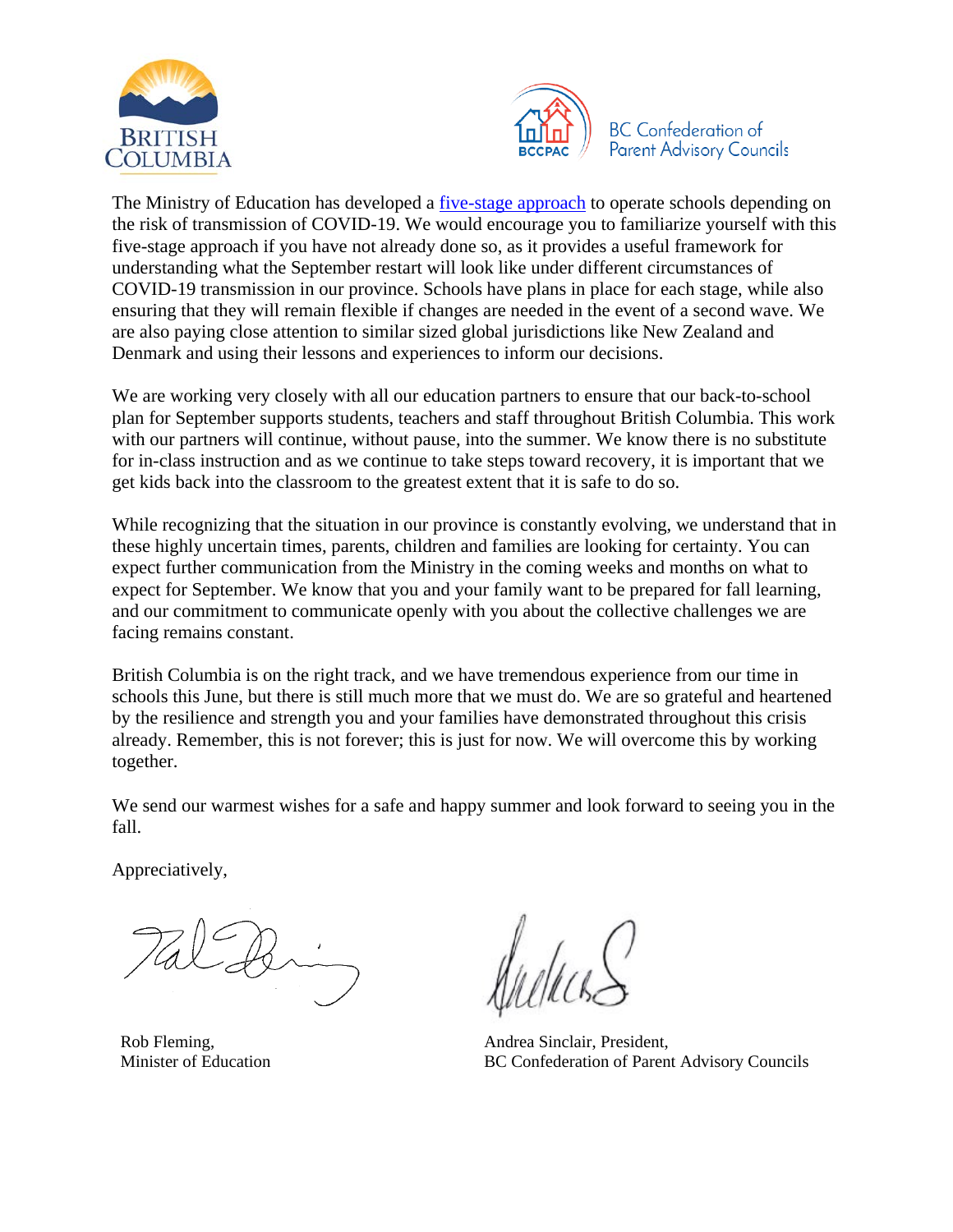The Ministry of Education has developed a five-stage approach to operate schools depending on the risk of transmission of COVID-19. We would encourage you to familiarize yourself with this five-stage approach if you have not already done so, as it provides a useful framework for understanding what the September restart will look like under different circumstances of COVID-19 transmission in our province. Schools have plans in place for each stage, while also ensuring that they will remain flexible if changes are needed in the event of a second wave. We are also paying close attention to similar sized global jurisdictions like New Zealand and Denmark and using their lessons and experiences to inform our decisions.

We are working very closely with all our education partners to ensure that our back-to-school plan for September supports students, teachers and staff throughout British Columbia. This work with our partners will continue, without pause, into the summer. We know there is no substitute for in-class instruction and as we continue to take steps toward recovery, it is important that we get kids back into the classroom to the greatest extent that it is safe to do so.

While recognizing that the situation in our province is constantly evolving, we understand that in these highly uncertain times, parents, children and families are looking for certainty. You can expect further communication from the Ministry in the coming weeks and months on what to expect for September. We know that you and your family want to be prepared for fall learning, and our commitment to communicate openly with you about the collective challenges we are facing remains constant.

British Columbia is on the right track, and we have tremendous experience from our time in schools this June, but there is still much more that we must do. We are so grateful and heartened by the resilience and strength you and your families have demonstrated throughout this crisis already. Remember, this is not forever; this is just for now. We will overcome this by working together.

We send our warmest wishes for a safe and happy summer and look forward to seeing you in the fall.

Appreciatively,

Rob Fleming,
Minister of Education

Andrea Sinclair, President,
BC Confederation of Parent Advisory Councils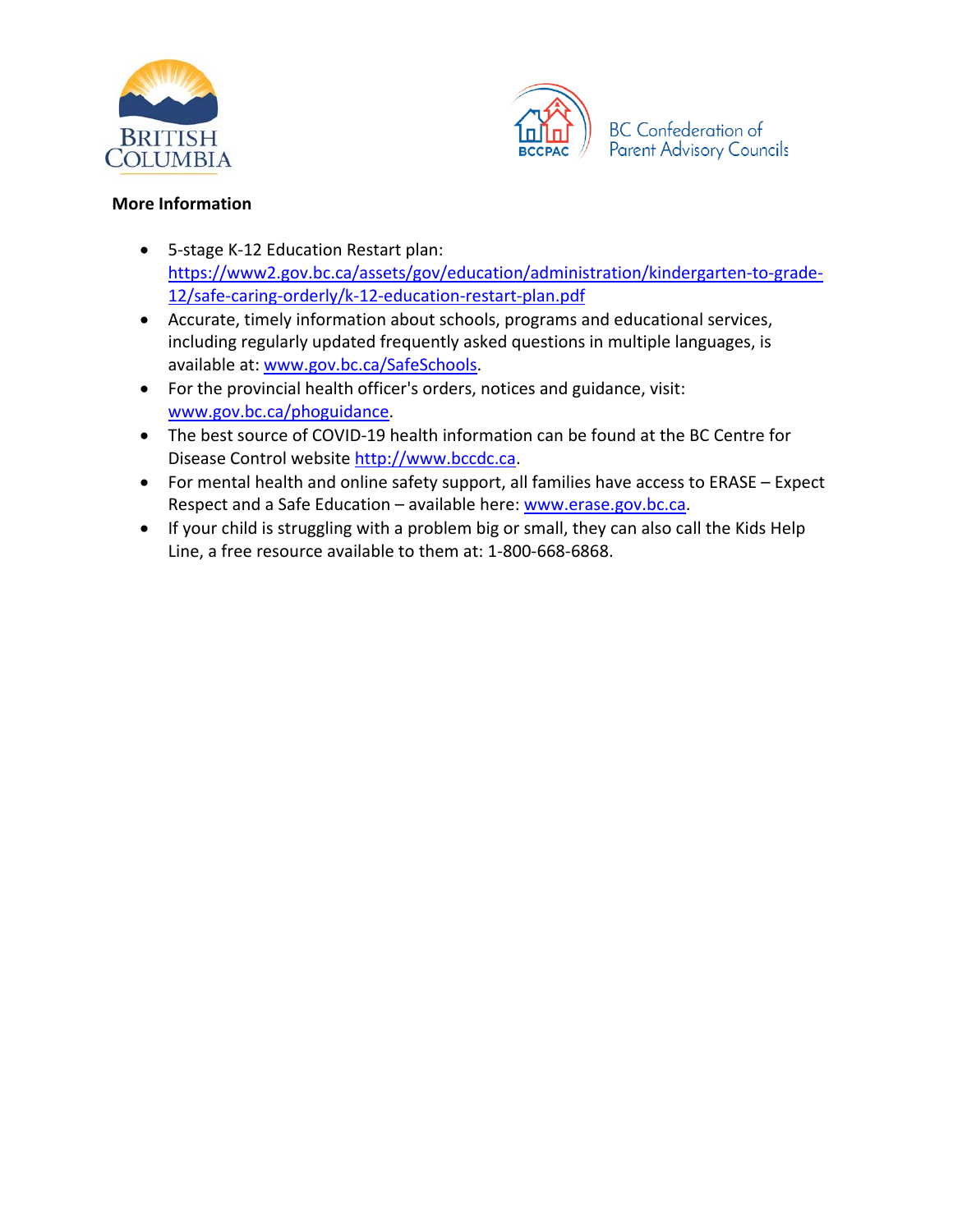**More Information**

- 5-stage K-12 Education Restart plan: https://www2.gov.bc.ca/assets/gov/education/administration/kindergarten-to-grade-12/safe-caring-orderly/k-12-education-restart-plan.pdf
- Accurate, timely information about schools, programs and educational services, including regularly updated frequently asked questions in multiple languages, is available at: www.gov.bc.ca/SafeSchools.
- For the provincial health officer's orders, notices and guidance, visit: www.gov.bc.ca/phoguidance.
- The best source of COVID-19 health information can be found at the BC Centre for Disease Control website http://www.bccdc.ca.
- For mental health and online safety support, all families have access to ERASE – Expect Respect and a Safe Education – available here: www.erase.gov.bc.ca.
- If your child is struggling with a problem big or small, they can also call the Kids Help Line, a free resource available to them at: 1-800-668-6868.